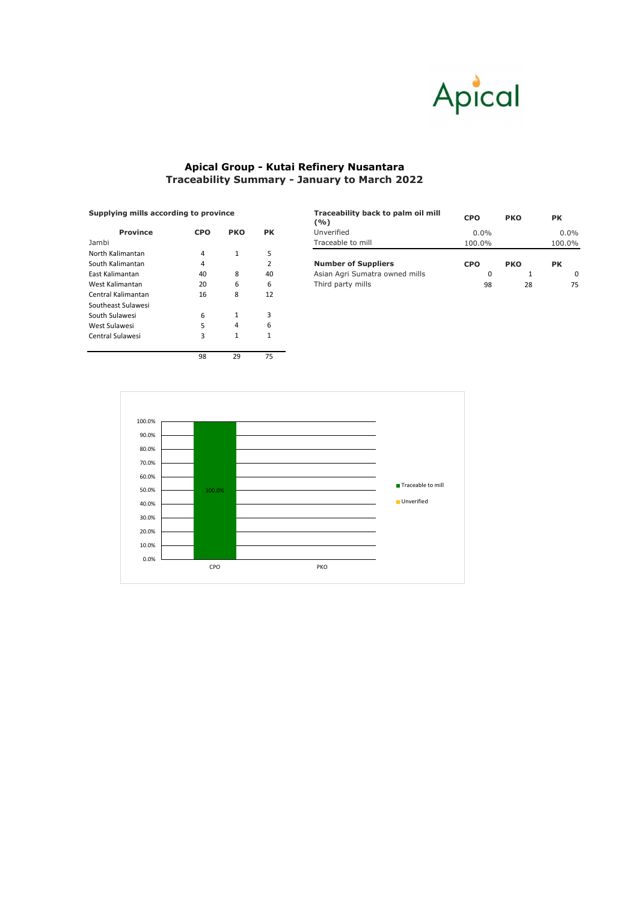# Apical Group - Kutai Refinery Nusantara
## Traceability Summary - January to March 2022

**Supplying mills according to province**

| Province | CPO | PKO | PK |
|---|---|---|---|
| Jambi | | | |
| North Kalimantan | 4 | 1 | 5 |
| South Kalimantan | 4 | | 2 |
| East Kalimantan | 40 | 8 | 40 |
| West Kalimantan | 20 | 6 | 6 |
| Central Kalimantan | 16 | 8 | 12 |
| Southeast Sulawesi | | | |
| South Sulawesi | 6 | 1 | 3 |
| West Sulawesi | 5 | 4 | 6 |
| Central Sulawesi | 3 | 1 | 1 |
| | 98 | 29 | 75 |

| Traceability back to palm oil mill (%) | CPO | PKO | PK |
|---|---|---|---|
| Unverified | 0.0% | | 0.0% |
| Traceable to mill | 100.0% | | 100.0% |

| Number of Suppliers | CPO | PKO | PK |
|---|---|---|---|
| Asian Agri Sumatra owned mills | 0 | 1 | 0 |
| Third party mills | 98 | 28 | 75 |

| | CPO | PKO |
|---|---|---|
| Traceable to mill | 100.0% | |
| Unverified | | |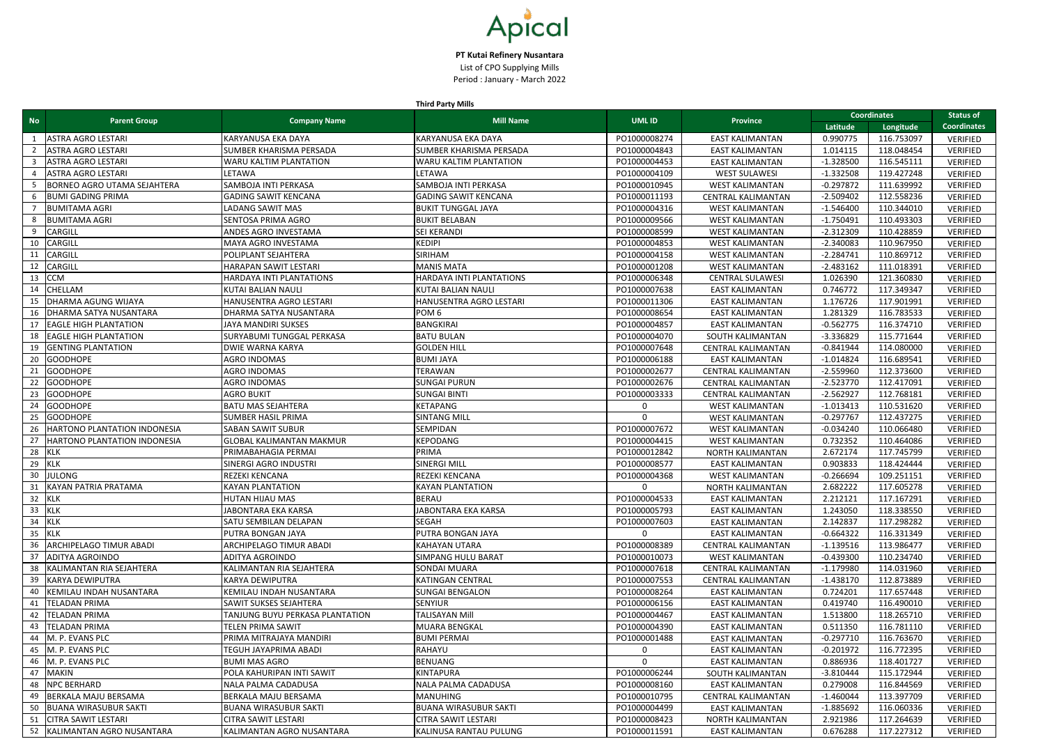Apical

**PT Kutai Refinery Nusantara**

List of CPO Supplying Mills

Period : January - March 2022

**Third Party Mills**

| No | Parent Group | Company Name | Mill Name | UML ID | Province | Coordinates | | Status of Coordinates |
|---|---|---|---|---|---|---|---|---|
| | | | | | | Latitude | Longitude | |
| 1 | ASTRA AGRO LESTARI | KARYANUSA EKA DAYA | KARYANUSA EKA DAYA | PO1000008274 | EAST KALIMANTAN | 0.990775 | 116.753097 | VERIFIED |
| 2 | ASTRA AGRO LESTARI | SUMBER KHARISMA PERSADA | SUMBER KHARISMA PERSADA | PO1000004843 | EAST KALIMANTAN | 1.014115 | 118.048454 | VERIFIED |
| 3 | ASTRA AGRO LESTARI | WARU KALTIM PLANTATION | WARU KALTIM PLANTATION | PO1000004453 | EAST KALIMANTAN | -1.328500 | 116.545111 | VERIFIED |
| 4 | ASTRA AGRO LESTARI | LETAWA | LETAWA | PO1000004109 | WEST SULAWESI | -1.332508 | 119.427248 | VERIFIED |
| 5 | BORNEO AGRO UTAMA SEJAHTERA | SAMBOJA INTI PERKASA | SAMBOJA INTI PERKASA | PO1000010945 | WEST KALIMANTAN | -0.297872 | 111.639992 | VERIFIED |
| 6 | BUMI GADING PRIMA | GADING SAWIT KENCANA | GADING SAWIT KENCANA | PO1000011193 | CENTRAL KALIMANTAN | -2.509402 | 112.558236 | VERIFIED |
| 7 | BUMITAMA AGRI | LADANG SAWIT MAS | BUKIT TUNGGAL JAYA | PO1000004316 | WEST KALIMANTAN | -1.546400 | 110.344010 | VERIFIED |
| 8 | BUMITAMA AGRI | SENTOSA PRIMA AGRO | BUKIT BELABAN | PO1000009566 | WEST KALIMANTAN | -1.750491 | 110.493303 | VERIFIED |
| 9 | CARGILL | ANDES AGRO INVESTAMA | SEI KERANDI | PO1000008599 | WEST KALIMANTAN | -2.312309 | 110.428859 | VERIFIED |
| 10 | CARGILL | MAYA AGRO INVESTAMA | KEDIPI | PO1000004853 | WEST KALIMANTAN | -2.340083 | 110.967950 | VERIFIED |
| 11 | CARGILL | POLIPLANT SEJAHTERA | SIRIHAM | PO1000004158 | WEST KALIMANTAN | -2.284741 | 110.869712 | VERIFIED |
| 12 | CARGILL | HARAPAN SAWIT LESTARI | MANIS MATA | PO1000001208 | WEST KALIMANTAN | -2.483162 | 111.018391 | VERIFIED |
| 13 | CCM | HARDAYA INTI PLANTATIONS | HARDAYA INTI PLANTATIONS | PO1000006348 | CENTRAL SULAWESI | 1.026390 | 121.360830 | VERIFIED |
| 14 | CHELLAM | KUTAI BALIAN NAULI | KUTAI BALIAN NAULI | PO1000007638 | EAST KALIMANTAN | 0.746772 | 117.349347 | VERIFIED |
| 15 | DHARMA AGUNG WIJAYA | HANUSENTRA AGRO LESTARI | HANUSENTRA AGRO LESTARI | PO1000011306 | EAST KALIMANTAN | 1.176726 | 117.901991 | VERIFIED |
| 16 | DHARMA SATYA NUSANTARA | DHARMA SATYA NUSANTARA | POM 6 | PO1000008654 | EAST KALIMANTAN | 1.281329 | 116.783533 | VERIFIED |
| 17 | EAGLE HIGH PLANTATION | JAYA MANDIRI SUKSES | BANGKIRAI | PO1000004857 | EAST KALIMANTAN | -0.562775 | 116.374710 | VERIFIED |
| 18 | EAGLE HIGH PLANTATION | SURYABUMI TUNGGAL PERKASA | BATU BULAN | PO1000004070 | SOUTH KALIMANTAN | -3.336829 | 115.771644 | VERIFIED |
| 19 | GENTING PLANTATION | DWIE WARNA KARYA | GOLDEN HILL | PO1000007648 | CENTRAL KALIMANTAN | -0.841944 | 114.080000 | VERIFIED |
| 20 | GOODHOPE | AGRO INDOMAS | BUMI JAYA | PO1000006188 | EAST KALIMANTAN | -1.014824 | 116.689541 | VERIFIED |
| 21 | GOODHOPE | AGRO INDOMAS | TERAWAN | PO1000002677 | CENTRAL KALIMANTAN | -2.559960 | 112.373600 | VERIFIED |
| 22 | GOODHOPE | AGRO INDOMAS | SUNGAI PURUN | PO1000002676 | CENTRAL KALIMANTAN | -2.523770 | 112.417091 | VERIFIED |
| 23 | GOODHOPE | AGRO BUKIT | SUNGAI BINTI | PO1000003333 | CENTRAL KALIMANTAN | -2.562927 | 112.768181 | VERIFIED |
| 24 | GOODHOPE | BATU MAS SEJAHTERA | KETAPANG | 0 | WEST KALIMANTAN | -1.013413 | 110.531620 | VERIFIED |
| 25 | GOODHOPE | SUMBER HASIL PRIMA | SINTANG MILL | 0 | WEST KALIMANTAN | -0.297767 | 112.437275 | VERIFIED |
| 26 | HARTONO PLANTATION INDONESIA | SABAN SAWIT SUBUR | SEMPIDAN | PO1000007672 | WEST KALIMANTAN | -0.034240 | 110.066480 | VERIFIED |
| 27 | HARTONO PLANTATION INDONESIA | GLOBAL KALIMANTAN MAKMUR | KEPODANG | PO1000004415 | WEST KALIMANTAN | 0.732352 | 110.464086 | VERIFIED |
| 28 | KLK | PRIMABAHAGIA PERMAI | PRIMA | PO1000012842 | NORTH KALIMANTAN | 2.672174 | 117.745799 | VERIFIED |
| 29 | KLK | SINERGI AGRO INDUSTRI | SINERGI MILL | PO1000008577 | EAST KALIMANTAN | 0.903833 | 118.424444 | VERIFIED |
| 30 | JULONG | REZEKI KENCANA | REZEKI KENCANA | PO1000004368 | WEST KALIMANTAN | -0.266694 | 109.251151 | VERIFIED |
| 31 | KAYAN PATRIA PRATAMA | KAYAN PLANTATION | KAYAN PLANTATION | 0 | NORTH KALIMANTAN | 2.682222 | 117.605278 | VERIFIED |
| 32 | KLK | HUTAN HIJAU MAS | BERAU | PO1000004533 | EAST KALIMANTAN | 2.212121 | 117.167291 | VERIFIED |
| 33 | KLK | JABONTARA EKA KARSA | JABONTARA EKA KARSA | PO1000005793 | EAST KALIMANTAN | 1.243050 | 118.338550 | VERIFIED |
| 34 | KLK | SATU SEMBILAN DELAPAN | SEGAH | PO1000007603 | EAST KALIMANTAN | 2.142837 | 117.298282 | VERIFIED |
| 35 | KLK | PUTRA BONGAN JAYA | PUTRA BONGAN JAYA | 0 | EAST KALIMANTAN | -0.664322 | 116.331349 | VERIFIED |
| 36 | ARCHIPELAGO TIMUR ABADI | ARCHIPELAGO TIMUR ABADI | KAHAYAN UTARA | PO1000008389 | CENTRAL KALIMANTAN | -1.139516 | 113.986477 | VERIFIED |
| 37 | ADITYA AGROINDO | ADITYA AGROINDO | SIMPANG HULU BARAT | PO1000010073 | WEST KALIMANTAN | -0.439300 | 110.234740 | VERIFIED |
| 38 | KALIMANTAN RIA SEJAHTERA | KALIMANTAN RIA SEJAHTERA | SONDAI MUARA | PO1000007618 | CENTRAL KALIMANTAN | -1.179980 | 114.031960 | VERIFIED |
| 39 | KARYA DEWIPUTRA | KARYA DEWIPUTRA | KATINGAN CENTRAL | PO1000007553 | CENTRAL KALIMANTAN | -1.438170 | 112.873889 | VERIFIED |
| 40 | KEMILAU INDAH NUSANTARA | KEMILAU INDAH NUSANTARA | SUNGAI BENGALON | PO1000008264 | EAST KALIMANTAN | 0.724201 | 117.657448 | VERIFIED |
| 41 | TELADAN PRIMA | SAWIT SUKSES SEJAHTERA | SENYIUR | PO1000006156 | EAST KALIMANTAN | 0.419740 | 116.490010 | VERIFIED |
| 42 | TELADAN PRIMA | TANJUNG BUYU PERKASA PLANTATION | TALISAYAN Mill | PO1000004467 | EAST KALIMANTAN | 1.513800 | 118.265710 | VERIFIED |
| 43 | TELADAN PRIMA | TELEN PRIMA SAWIT | MUARA BENGKAL | PO1000004390 | EAST KALIMANTAN | 0.511350 | 116.781110 | VERIFIED |
| 44 | M. P. EVANS PLC | PRIMA MITRAJAYA MANDIRI | BUMI PERMAI | PO1000001488 | EAST KALIMANTAN | -0.297710 | 116.763670 | VERIFIED |
| 45 | M. P. EVANS PLC | TEGUH JAYAPRIMA ABADI | RAHAYU | 0 | EAST KALIMANTAN | -0.201972 | 116.772395 | VERIFIED |
| 46 | M. P. EVANS PLC | BUMI MAS AGRO | BENUANG | 0 | EAST KALIMANTAN | 0.886936 | 118.401727 | VERIFIED |
| 47 | MAKIN | POLA KAHURIPAN INTI SAWIT | KINTAPURA | PO1000006244 | SOUTH KALIMANTAN | -3.810444 | 115.172944 | VERIFIED |
| 48 | NPC BERHARD | NALA PALMA CADADUSA | NALA PALMA CADADUSA | PO1000008160 | EAST KALIMANTAN | 0.279008 | 116.844569 | VERIFIED |
| 49 | BERKALA MAJU BERSAMA | BERKALA MAJU BERSAMA | MANUHING | PO1000010795 | CENTRAL KALIMANTAN | -1.460044 | 113.397709 | VERIFIED |
| 50 | BUANA WIRASUBUR SAKTI | BUANA WIRASUBUR SAKTI | BUANA WIRASUBUR SAKTI | PO1000004499 | EAST KALIMANTAN | -1.885692 | 116.060336 | VERIFIED |
| 51 | CITRA SAWIT LESTARI | CITRA SAWIT LESTARI | CITRA SAWIT LESTARI | PO1000008423 | NORTH KALIMANTAN | 2.921986 | 117.264639 | VERIFIED |
| 52 | KALIMANTAN AGRO NUSANTARA | KALIMANTAN AGRO NUSANTARA | KALINUSA RANTAU PULUNG | PO1000011591 | EAST KALIMANTAN | 0.676288 | 117.227312 | VERIFIED |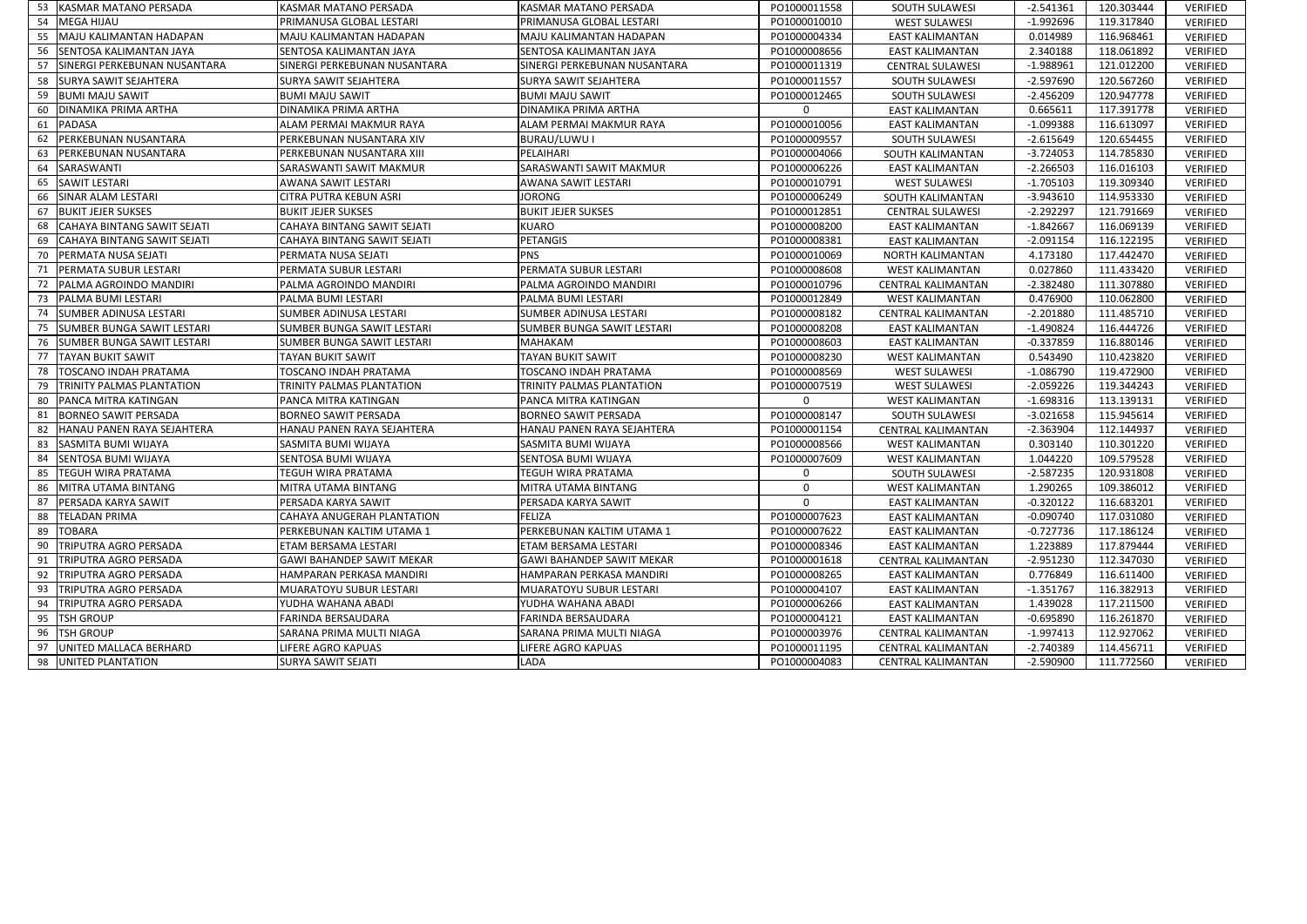| 53 | KASMAR MATANO PERSADA | KASMAR MATANO PERSADA | KASMAR MATANO PERSADA | PO1000011558 | SOUTH SULAWESI | -2.541361 | 120.303444 | VERIFIED |
|---|---|---|---|---|---|---|---|---|
| 54 | MEGA HIJAU | PRIMANUSA GLOBAL LESTARI | PRIMANUSA GLOBAL LESTARI | PO1000010010 | WEST SULAWESI | -1.992696 | 119.317840 | VERIFIED |
| 55 | MAJU KALIMANTAN HADAPAN | MAJU KALIMANTAN HADAPAN | MAJU KALIMANTAN HADAPAN | PO1000004334 | EAST KALIMANTAN | 0.014989 | 116.968461 | VERIFIED |
| 56 | SENTOSA KALIMANTAN JAYA | SENTOSA KALIMANTAN JAYA | SENTOSA KALIMANTAN JAYA | PO1000008656 | EAST KALIMANTAN | 2.340188 | 118.061892 | VERIFIED |
| 57 | SINERGI PERKEBUNAN NUSANTARA | SINERGI PERKEBUNAN NUSANTARA | SINERGI PERKEBUNAN NUSANTARA | PO1000011319 | CENTRAL SULAWESI | -1.988961 | 121.012200 | VERIFIED |
| 58 | SURYA SAWIT SEJAHTERA | SURYA SAWIT SEJAHTERA | SURYA SAWIT SEJAHTERA | PO1000011557 | SOUTH SULAWESI | -2.597690 | 120.567260 | VERIFIED |
| 59 | BUMI MAJU SAWIT | BUMI MAJU SAWIT | BUMI MAJU SAWIT | PO1000012465 | SOUTH SULAWESI | -2.456209 | 120.947778 | VERIFIED |
| 60 | DINAMIKA PRIMA ARTHA | DINAMIKA PRIMA ARTHA | DINAMIKA PRIMA ARTHA | 0 | EAST KALIMANTAN | 0.665611 | 117.391778 | VERIFIED |
| 61 | PADASA | ALAM PERMAI MAKMUR RAYA | ALAM PERMAI MAKMUR RAYA | PO1000010056 | EAST KALIMANTAN | -1.099388 | 116.613097 | VERIFIED |
| 62 | PERKEBUNAN NUSANTARA | PERKEBUNAN NUSANTARA XIV | BURAU/LUWU I | PO1000009557 | SOUTH SULAWESI | -2.615649 | 120.654455 | VERIFIED |
| 63 | PERKEBUNAN NUSANTARA | PERKEBUNAN NUSANTARA XIII | PELAIHARI | PO1000004066 | SOUTH KALIMANTAN | -3.724053 | 114.785830 | VERIFIED |
| 64 | SARASWANTI | SARASWANTI SAWIT MAKMUR | SARASWANTI SAWIT MAKMUR | PO1000006226 | EAST KALIMANTAN | -2.266503 | 116.016103 | VERIFIED |
| 65 | SAWIT LESTARI | AWANA SAWIT LESTARI | AWANA SAWIT LESTARI | PO1000010791 | WEST SULAWESI | -1.705103 | 119.309340 | VERIFIED |
| 66 | SINAR ALAM LESTARI | CITRA PUTRA KEBUN ASRI | JORONG | PO1000006249 | SOUTH KALIMANTAN | -3.943610 | 114.953330 | VERIFIED |
| 67 | BUKIT JEJER SUKSES | BUKIT JEJER SUKSES | BUKIT JEJER SUKSES | PO1000012851 | CENTRAL SULAWESI | -2.292297 | 121.791669 | VERIFIED |
| 68 | CAHAYA BINTANG SAWIT SEJATI | CAHAYA BINTANG SAWIT SEJATI | KUARO | PO1000008200 | EAST KALIMANTAN | -1.842667 | 116.069139 | VERIFIED |
| 69 | CAHAYA BINTANG SAWIT SEJATI | CAHAYA BINTANG SAWIT SEJATI | PETANGIS | PO1000008381 | EAST KALIMANTAN | -2.091154 | 116.122195 | VERIFIED |
| 70 | PERMATA NUSA SEJATI | PERMATA NUSA SEJATI | PNS | PO1000010069 | NORTH KALIMANTAN | 4.173180 | 117.442470 | VERIFIED |
| 71 | PERMATA SUBUR LESTARI | PERMATA SUBUR LESTARI | PERMATA SUBUR LESTARI | PO1000008608 | WEST KALIMANTAN | 0.027860 | 111.433420 | VERIFIED |
| 72 | PALMA AGROINDO MANDIRI | PALMA AGROINDO MANDIRI | PALMA AGROINDO MANDIRI | PO1000010796 | CENTRAL KALIMANTAN | -2.382480 | 111.307880 | VERIFIED |
| 73 | PALMA BUMI LESTARI | PALMA BUMI LESTARI | PALMA BUMI LESTARI | PO1000012849 | WEST KALIMANTAN | 0.476900 | 110.062800 | VERIFIED |
| 74 | SUMBER ADINUSA LESTARI | SUMBER ADINUSA LESTARI | SUMBER ADINUSA LESTARI | PO1000008182 | CENTRAL KALIMANTAN | -2.201880 | 111.485710 | VERIFIED |
| 75 | SUMBER BUNGA SAWIT LESTARI | SUMBER BUNGA SAWIT LESTARI | SUMBER BUNGA SAWIT LESTARI | PO1000008208 | EAST KALIMANTAN | -1.490824 | 116.444726 | VERIFIED |
| 76 | SUMBER BUNGA SAWIT LESTARI | SUMBER BUNGA SAWIT LESTARI | MAHAKAM | PO1000008603 | EAST KALIMANTAN | -0.337859 | 116.880146 | VERIFIED |
| 77 | TAYAN BUKIT SAWIT | TAYAN BUKIT SAWIT | TAYAN BUKIT SAWIT | PO1000008230 | WEST KALIMANTAN | 0.543490 | 110.423820 | VERIFIED |
| 78 | TOSCANO INDAH PRATAMA | TOSCANO INDAH PRATAMA | TOSCANO INDAH PRATAMA | PO1000008569 | WEST SULAWESI | -1.086790 | 119.472900 | VERIFIED |
| 79 | TRINITY PALMAS PLANTATION | TRINITY PALMAS PLANTATION | TRINITY PALMAS PLANTATION | PO1000007519 | WEST SULAWESI | -2.059226 | 119.344243 | VERIFIED |
| 80 | PANCA MITRA KATINGAN | PANCA MITRA KATINGAN | PANCA MITRA KATINGAN | 0 | WEST KALIMANTAN | -1.698316 | 113.139131 | VERIFIED |
| 81 | BORNEO SAWIT PERSADA | BORNEO SAWIT PERSADA | BORNEO SAWIT PERSADA | PO1000008147 | SOUTH SULAWESI | -3.021658 | 115.945614 | VERIFIED |
| 82 | HANAU PANEN RAYA SEJAHTERA | HANAU PANEN RAYA SEJAHTERA | HANAU PANEN RAYA SEJAHTERA | PO1000001154 | CENTRAL KALIMANTAN | -2.363904 | 112.144937 | VERIFIED |
| 83 | SASMITA BUMI WIJAYA | SASMITA BUMI WIJAYA | SASMITA BUMI WIJAYA | PO1000008566 | WEST KALIMANTAN | 0.303140 | 110.301220 | VERIFIED |
| 84 | SENTOSA BUMI WIJAYA | SENTOSA BUMI WIJAYA | SENTOSA BUMI WIJAYA | PO1000007609 | WEST KALIMANTAN | 1.044220 | 109.579528 | VERIFIED |
| 85 | TEGUH WIRA PRATAMA | TEGUH WIRA PRATAMA | TEGUH WIRA PRATAMA | 0 | SOUTH SULAWESI | -2.587235 | 120.931808 | VERIFIED |
| 86 | MITRA UTAMA BINTANG | MITRA UTAMA BINTANG | MITRA UTAMA BINTANG | 0 | WEST KALIMANTAN | 1.290265 | 109.386012 | VERIFIED |
| 87 | PERSADA KARYA SAWIT | PERSADA KARYA SAWIT | PERSADA KARYA SAWIT | 0 | EAST KALIMANTAN | -0.320122 | 116.683201 | VERIFIED |
| 88 | TELADAN PRIMA | CAHAYA ANUGERAH PLANTATION | FELIZA | PO1000007623 | EAST KALIMANTAN | -0.090740 | 117.031080 | VERIFIED |
| 89 | TOBARA | PERKEBUNAN KALTIM UTAMA 1 | PERKEBUNAN KALTIM UTAMA 1 | PO1000007622 | EAST KALIMANTAN | -0.727736 | 117.186124 | VERIFIED |
| 90 | TRIPUTRA AGRO PERSADA | ETAM BERSAMA LESTARI | ETAM BERSAMA LESTARI | PO1000008346 | EAST KALIMANTAN | 1.223889 | 117.879444 | VERIFIED |
| 91 | TRIPUTRA AGRO PERSADA | GAWI BAHANDEP SAWIT MEKAR | GAWI BAHANDEP SAWIT MEKAR | PO1000001618 | CENTRAL KALIMANTAN | -2.951230 | 112.347030 | VERIFIED |
| 92 | TRIPUTRA AGRO PERSADA | HAMPARAN PERKASA MANDIRI | HAMPARAN PERKASA MANDIRI | PO1000008265 | EAST KALIMANTAN | 0.776849 | 116.611400 | VERIFIED |
| 93 | TRIPUTRA AGRO PERSADA | MUARATOYU SUBUR LESTARI | MUARATOYU SUBUR LESTARI | PO1000004107 | EAST KALIMANTAN | -1.351767 | 116.382913 | VERIFIED |
| 94 | TRIPUTRA AGRO PERSADA | YUDHA WAHANA ABADI | YUDHA WAHANA ABADI | PO1000006266 | EAST KALIMANTAN | 1.439028 | 117.211500 | VERIFIED |
| 95 | TSH GROUP | FARINDA BERSAUDARA | FARINDA BERSAUDARA | PO1000004121 | EAST KALIMANTAN | -0.695890 | 116.261870 | VERIFIED |
| 96 | TSH GROUP | SARANA PRIMA MULTI NIAGA | SARANA PRIMA MULTI NIAGA | PO1000003976 | CENTRAL KALIMANTAN | -1.997413 | 112.927062 | VERIFIED |
| 97 | UNITED MALLACA BERHARD | LIFERE AGRO KAPUAS | LIFERE AGRO KAPUAS | PO1000011195 | CENTRAL KALIMANTAN | -2.740389 | 114.456711 | VERIFIED |
| 98 | UNITED PLANTATION | SURYA SAWIT SEJATI | LADA | PO1000004083 | CENTRAL KALIMANTAN | -2.590900 | 111.772560 | VERIFIED |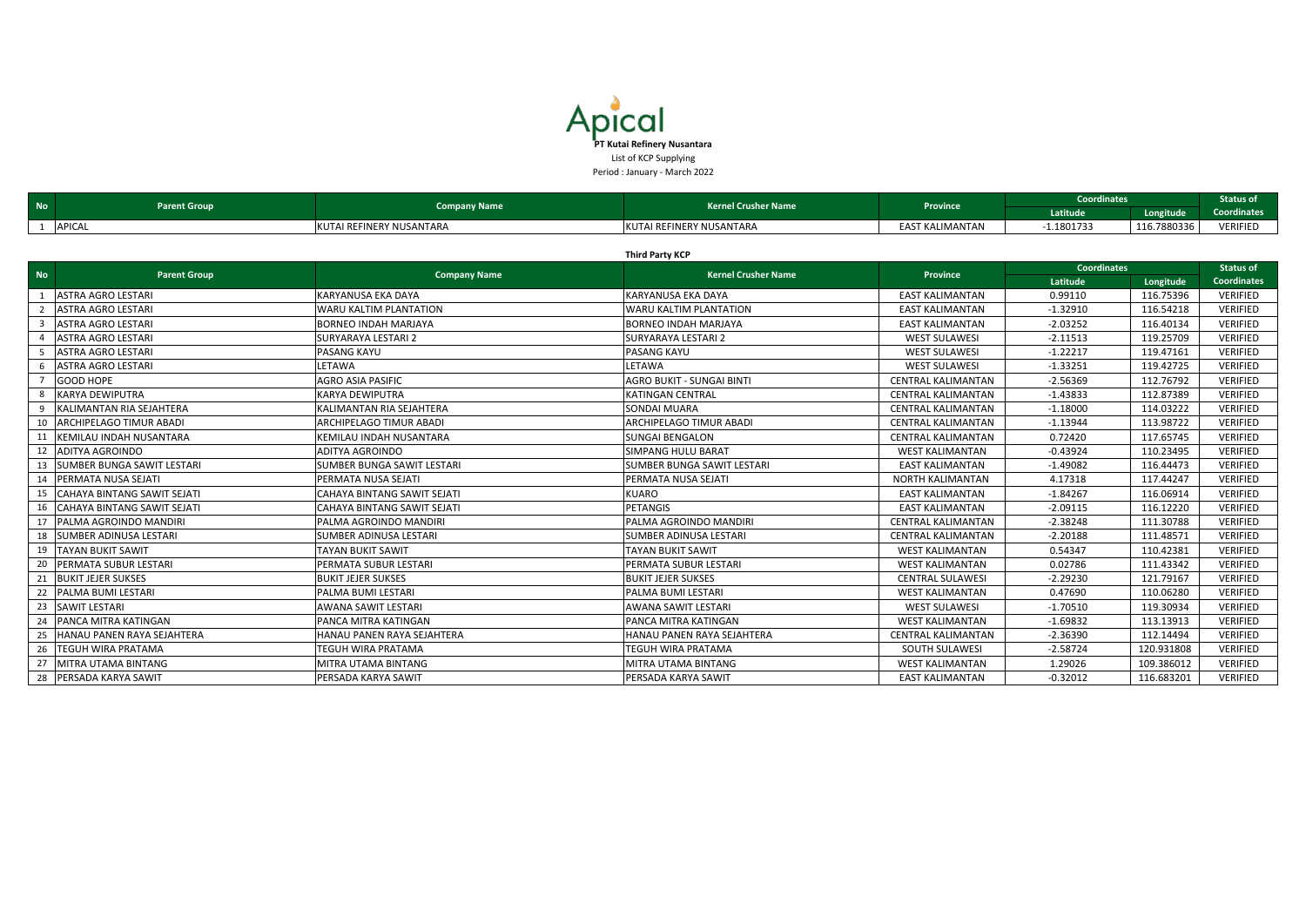# Apical

**PT Kutai Refinery Nusantara**

List of KCP Supplying

Period : January - March 2022

| No | Parent Group | Company Name | Kernel Crusher Name | Province | Coordinates | | Status of Coordinates |
|---|---|---|---|---|---|---|---|
| | | | | | Latitude | Longitude | |
| 1 | APICAL | KUTAI REFINERY NUSANTARA | KUTAI REFINERY NUSANTARA | EAST KALIMANTAN | -1.1801733 | 116.7880336 | VERIFIED |

**Third Party KCP**

| No | Parent Group | Company Name | Kernel Crusher Name | Province | Coordinates | | Status of Coordinates |
|---|---|---|---|---|---|---|---|
| | | | | | Latitude | Longitude | |
| 1 | ASTRA AGRO LESTARI | KARYANUSA EKA DAYA | KARYANUSA EKA DAYA | EAST KALIMANTAN | 0.99110 | 116.75396 | VERIFIED |
| 2 | ASTRA AGRO LESTARI | WARU KALTIM PLANTATION | WARU KALTIM PLANTATION | EAST KALIMANTAN | -1.32910 | 116.54218 | VERIFIED |
| 3 | ASTRA AGRO LESTARI | BORNEO INDAH MARJAYA | BORNEO INDAH MARJAYA | EAST KALIMANTAN | -2.03252 | 116.40134 | VERIFIED |
| 4 | ASTRA AGRO LESTARI | SURYARAYA LESTARI 2 | SURYARAYA LESTARI 2 | WEST SULAWESI | -2.11513 | 119.25709 | VERIFIED |
| 5 | ASTRA AGRO LESTARI | PASANG KAYU | PASANG KAYU | WEST SULAWESI | -1.22217 | 119.47161 | VERIFIED |
| 6 | ASTRA AGRO LESTARI | LETAWA | LETAWA | WEST SULAWESI | -1.33251 | 119.42725 | VERIFIED |
| 7 | GOOD HOPE | AGRO ASIA PASIFIC | AGRO BUKIT - SUNGAI BINTI | CENTRAL KALIMANTAN | -2.56369 | 112.76792 | VERIFIED |
| 8 | KARYA DEWIPUTRA | KARYA DEWIPUTRA | KATINGAN CENTRAL | CENTRAL KALIMANTAN | -1.43833 | 112.87389 | VERIFIED |
| 9 | KALIMANTAN RIA SEJAHTERA | KALIMANTAN RIA SEJAHTERA | SONDAI MUARA | CENTRAL KALIMANTAN | -1.18000 | 114.03222 | VERIFIED |
| 10 | ARCHIPELAGO TIMUR ABADI | ARCHIPELAGO TIMUR ABADI | ARCHIPELAGO TIMUR ABADI | CENTRAL KALIMANTAN | -1.13944 | 113.98722 | VERIFIED |
| 11 | KEMILAU INDAH NUSANTARA | KEMILAU INDAH NUSANTARA | SUNGAI BENGALON | CENTRAL KALIMANTAN | 0.72420 | 117.65745 | VERIFIED |
| 12 | ADITYA AGROINDO | ADITYA AGROINDO | SIMPANG HULU BARAT | WEST KALIMANTAN | -0.43924 | 110.23495 | VERIFIED |
| 13 | SUMBER BUNGA SAWIT LESTARI | SUMBER BUNGA SAWIT LESTARI | SUMBER BUNGA SAWIT LESTARI | EAST KALIMANTAN | -1.49082 | 116.44473 | VERIFIED |
| 14 | PERMATA NUSA SEJATI | PERMATA NUSA SEJATI | PERMATA NUSA SEJATI | NORTH KALIMANTAN | 4.17318 | 117.44247 | VERIFIED |
| 15 | CAHAYA BINTANG SAWIT SEJATI | CAHAYA BINTANG SAWIT SEJATI | KUARO | EAST KALIMANTAN | -1.84267 | 116.06914 | VERIFIED |
| 16 | CAHAYA BINTANG SAWIT SEJATI | CAHAYA BINTANG SAWIT SEJATI | PETANGIS | EAST KALIMANTAN | -2.09115 | 116.12220 | VERIFIED |
| 17 | PALMA AGROINDO MANDIRI | PALMA AGROINDO MANDIRI | PALMA AGROINDO MANDIRI | CENTRAL KALIMANTAN | -2.38248 | 111.30788 | VERIFIED |
| 18 | SUMBER ADINUSA LESTARI | SUMBER ADINUSA LESTARI | SUMBER ADINUSA LESTARI | CENTRAL KALIMANTAN | -2.20188 | 111.48571 | VERIFIED |
| 19 | TAYAN BUKIT SAWIT | TAYAN BUKIT SAWIT | TAYAN BUKIT SAWIT | WEST KALIMANTAN | 0.54347 | 110.42381 | VERIFIED |
| 20 | PERMATA SUBUR LESTARI | PERMATA SUBUR LESTARI | PERMATA SUBUR LESTARI | WEST KALIMANTAN | 0.02786 | 111.43342 | VERIFIED |
| 21 | BUKIT JEJER SUKSES | BUKIT JEJER SUKSES | BUKIT JEJER SUKSES | CENTRAL SULAWESI | -2.29230 | 121.79167 | VERIFIED |
| 22 | PALMA BUMI LESTARI | PALMA BUMI LESTARI | PALMA BUMI LESTARI | WEST KALIMANTAN | 0.47690 | 110.06280 | VERIFIED |
| 23 | SAWIT LESTARI | AWANA SAWIT LESTARI | AWANA SAWIT LESTARI | WEST SULAWESI | -1.70510 | 119.30934 | VERIFIED |
| 24 | PANCA MITRA KATINGAN | PANCA MITRA KATINGAN | PANCA MITRA KATINGAN | WEST KALIMANTAN | -1.69832 | 113.13913 | VERIFIED |
| 25 | HANAU PANEN RAYA SEJAHTERA | HANAU PANEN RAYA SEJAHTERA | HANAU PANEN RAYA SEJAHTERA | CENTRAL KALIMANTAN | -2.36390 | 112.14494 | VERIFIED |
| 26 | TEGUH WIRA PRATAMA | TEGUH WIRA PRATAMA | TEGUH WIRA PRATAMA | SOUTH SULAWESI | -2.58724 | 120.931808 | VERIFIED |
| 27 | MITRA UTAMA BINTANG | MITRA UTAMA BINTANG | MITRA UTAMA BINTANG | WEST KALIMANTAN | 1.29026 | 109.386012 | VERIFIED |
| 28 | PERSADA KARYA SAWIT | PERSADA KARYA SAWIT | PERSADA KARYA SAWIT | EAST KALIMANTAN | -0.32012 | 116.683201 | VERIFIED |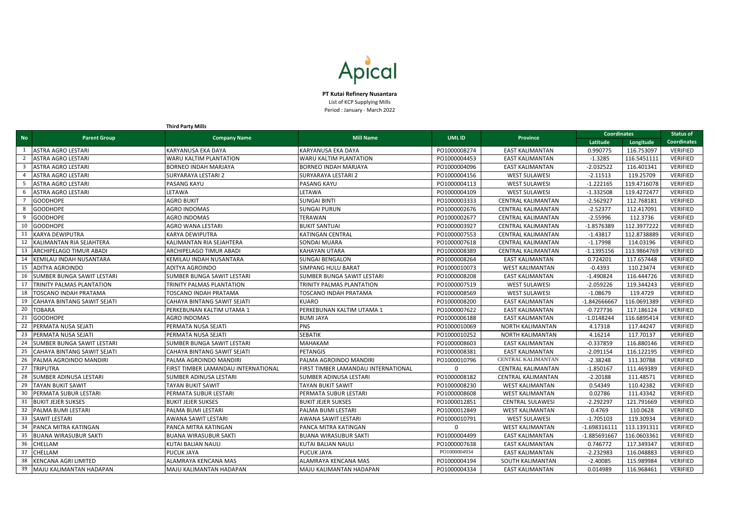Apical

**PT Kutai Refinery Nusantara**
List of KCP Supplying Mills
Period : January - March 2022

**Third Party Mills**

| No | Parent Group | Company Name | Mill Name | UML ID | Province | Coordinates | | Status of Coordinates |
|---|---|---|---|---|---|---|---|---|
| | | | | | | Latitude | Longitude | |
| 1 | ASTRA AGRO LESTARI | KARYANUSA EKA DAYA | KARYANUSA EKA DAYA | PO1000008274 | EAST KALIMANTAN | 0.990775 | 116.753097 | VERIFIED |
| 2 | ASTRA AGRO LESTARI | WARU KALTIM PLANTATION | WARU KALTIM PLANTATION | PO1000004453 | EAST KALIMANTAN | -1.3285 | 116.5451111 | VERIFIED |
| 3 | ASTRA AGRO LESTARI | BORNEO INDAH MARJAYA | BORNEO INDAH MARJAYA | PO1000004096 | EAST KALIMANTAN | -2.032522 | 116.401341 | VERIFIED |
| 4 | ASTRA AGRO LESTARI | SURYARAYA LESTARI 2 | SURYARAYA LESTARI 2 | PO1000004156 | WEST SULAWESI | -2.11513 | 119.25709 | VERIFIED |
| 5 | ASTRA AGRO LESTARI | PASANG KAYU | PASANG KAYU | PO1000004113 | WEST SULAWESI | -1.222165 | 119.4716078 | VERIFIED |
| 6 | ASTRA AGRO LESTARI | LETAWA | LETAWA | PO1000004109 | WEST SULAWESI | -1.332508 | 119.4272477 | VERIFIED |
| 7 | GOODHOPE | AGRO BUKIT | SUNGAI BINTI | PO1000003333 | CENTRAL KALIMANTAN | -2.562927 | 112.768181 | VERIFIED |
| 8 | GOODHOPE | AGRO INDOMAS | SUNGAI PURUN | PO1000002676 | CENTRAL KALIMANTAN | -2.52377 | 112.417091 | VERIFIED |
| 9 | GOODHOPE | AGRO INDOMAS | TERAWAN | PO1000002677 | CENTRAL KALIMANTAN | -2.55996 | 112.3736 | VERIFIED |
| 10 | GOODHOPE | AGRO WANA LESTARI | BUKIT SANTUAI | PO1000003927 | CENTRAL KALIMANTAN | -1.8576389 | 112.3977222 | VERIFIED |
| 11 | KARYA DEWIPUTRA | KARYA DEWIPUTRA | KATINGAN CENTRAL | PO1000007553 | CENTRAL KALIMANTAN | -1.43817 | 112.8738889 | VERIFIED |
| 12 | KALIMANTAN RIA SEJAHTERA | KALIMANTAN RIA SEJAHTERA | SONDAI MUARA | PO1000007618 | CENTRAL KALIMANTAN | -1.17998 | 114.03196 | VERIFIED |
| 13 | ARCHIPELAGO TIMUR ABADI | ARCHIPELAGO TIMUR ABADI | KAHAYAN UTARA | PO1000008389 | CENTRAL KALIMANTAN | -1.1395156 | 113.9864769 | VERIFIED |
| 14 | KEMILAU INDAH NUSANTARA | KEMILAU INDAH NUSANTARA | SUNGAI BENGALON | PO1000008264 | EAST KALIMANTAN | 0.724201 | 117.657448 | VERIFIED |
| 15 | ADITYA AGROINDO | ADITYA AGROINDO | SIMPANG HULU BARAT | PO1000010073 | WEST KALIMANTAN | -0.4393 | 110.23474 | VERIFIED |
| 16 | SUMBER BUNGA SAWIT LESTARI | SUMBER BUNGA SAWIT LESTARI | SUMBER BUNGA SAWIT LESTARI | PO1000008208 | EAST KALIMANTAN | -1.490824 | 116.444726 | VERIFIED |
| 17 | TRINITY PALMAS PLANTATION | TRINITY PALMAS PLANTATION | TRINITY PALMAS PLANTATION | PO1000007519 | WEST SULAWESI | -2.059226 | 119.344243 | VERIFIED |
| 18 | TOSCANO INDAH PRATAMA | TOSCANO INDAH PRATAMA | TOSCANO INDAH PRATAMA | PO1000008569 | WEST SULAWESI | -1.08679 | 119.4729 | VERIFIED |
| 19 | CAHAYA BINTANG SAWIT SEJATI | CAHAYA BINTANG SAWIT SEJATI | KUARO | PO1000008200 | EAST KALIMANTAN | -1.842666667 | 116.0691389 | VERIFIED |
| 20 | TOBARA | PERKEBUNAN KALTIM UTAMA 1 | PERKEBUNAN KALTIM UTAMA 1 | PO1000007622 | EAST KALIMANTAN | -0.727736 | 117.186124 | VERIFIED |
| 21 | GOODHOPE | AGRO INDOMAS | BUMI JAYA | PO1000006188 | EAST KALIMANTAN | -1.0148244 | 116.6895414 | VERIFIED |
| 22 | PERMATA NUSA SEJATI | PERMATA NUSA SEJATI | PNS | PO1000010069 | NORTH KALIMANTAN | 4.17318 | 117.44247 | VERIFIED |
| 23 | PERMATA NUSA SEJATI | PERMATA NUSA SEJATI | SEBATIK | PO1000010252 | NORTH KALIMANTAN | 4.16214 | 117.70137 | VERIFIED |
| 24 | SUMBER BUNGA SAWIT LESTARI | SUMBER BUNGA SAWIT LESTARI | MAHAKAM | PO1000008603 | EAST KALIMANTAN | -0.337859 | 116.880146 | VERIFIED |
| 25 | CAHAYA BINTANG SAWIT SEJATI | CAHAYA BINTANG SAWIT SEJATI | PETANGIS | PO1000008381 | EAST KALIMANTAN | -2.091154 | 116.122195 | VERIFIED |
| 26 | PALMA AGROINDO MANDIRI | PALMA AGROINDO MANDIRI | PALMA AGROINDO MANDIRI | PO1000010796 | CENTRAL KALIMANTAN | -2.38248 | 111.30788 | VERIFIED |
| 27 | TRIPUTRA | FIRST TIMBER LAMANDAU INTERNATIONAL | FIRST TIMBER LAMANDAU INTERNATIONAL | 0 | CENTRAL KALIMANTAN | -1.850167 | 111.469389 | VERIFIED |
| 28 | SUMBER ADINUSA LESTARI | SUMBER ADINUSA LESTARI | SUMBER ADINUSA LESTARI | PO1000008182 | CENTRAL KALIMANTAN | -2.20188 | 111.48571 | VERIFIED |
| 29 | TAYAN BUKIT SAWIT | TAYAN BUKIT SAWIT | TAYAN BUKIT SAWIT | PO1000008230 | WEST KALIMANTAN | 0.54349 | 110.42382 | VERIFIED |
| 30 | PERMATA SUBUR LESTARI | PERMATA SUBUR LESTARI | PERMATA SUBUR LESTARI | PO1000008608 | WEST KALIMANTAN | 0.02786 | 111.43342 | VERIFIED |
| 31 | BUKIT JEJER SUKSES | BUKIT JEJER SUKSES | BUKIT JEJER SUKSES | PO1000012851 | CENTRAL SULAWESI | -2.292297 | 121.791669 | VERIFIED |
| 32 | PALMA BUMI LESTARI | PALMA BUMI LESTARI | PALMA BUMI LESTARI | PO1000012849 | WEST KALIMANTAN | 0.4769 | 110.0628 | VERIFIED |
| 33 | SAWIT LESTARI | AWANA SAWIT LESTARI | AWANA SAWIT LESTARI | PO1000010791 | WEST SULAWESI | -1.705103 | 119.30934 | VERIFIED |
| 34 | PANCA MITRA KATINGAN | PANCA MITRA KATINGAN | PANCA MITRA KATINGAN | 0 | WEST KALIMANTAN | -1.698316111 | 113.1391311 | VERIFIED |
| 35 | BUANA WIRASUBUR SAKTI | BUANA WIRASUBUR SAKTI | BUANA WIRASUBUR SAKTI | PO1000004499 | EAST KALIMANTAN | -1.885691667 | 116.0603361 | VERIFIED |
| 36 | CHELLAM | KUTAI BALIAN NAULI | KUTAI BALIAN NAULI | PO1000007638 | EAST KALIMANTAN | 0.746772 | 117.349347 | VERIFIED |
| 37 | CHELLAM | PUCUK JAYA | PUCUK JAYA | PO1000004934 | EAST KALIMANTAN | -2.232983 | 116.048883 | VERIFIED |
| 38 | KENCANA AGRI LIMITED | ALAMRAYA KENCANA MAS | ALAMRAYA KENCANA MAS | PO1000004194 | SOUTH KALIMANTAN | -2.40085 | 115.989984 | VERIFIED |
| 39 | MAJU KALIMANTAN HADAPAN | MAJU KALIMANTAN HADAPAN | MAJU KALIMANTAN HADAPAN | PO1000004334 | EAST KALIMANTAN | 0.014989 | 116.968461 | VERIFIED |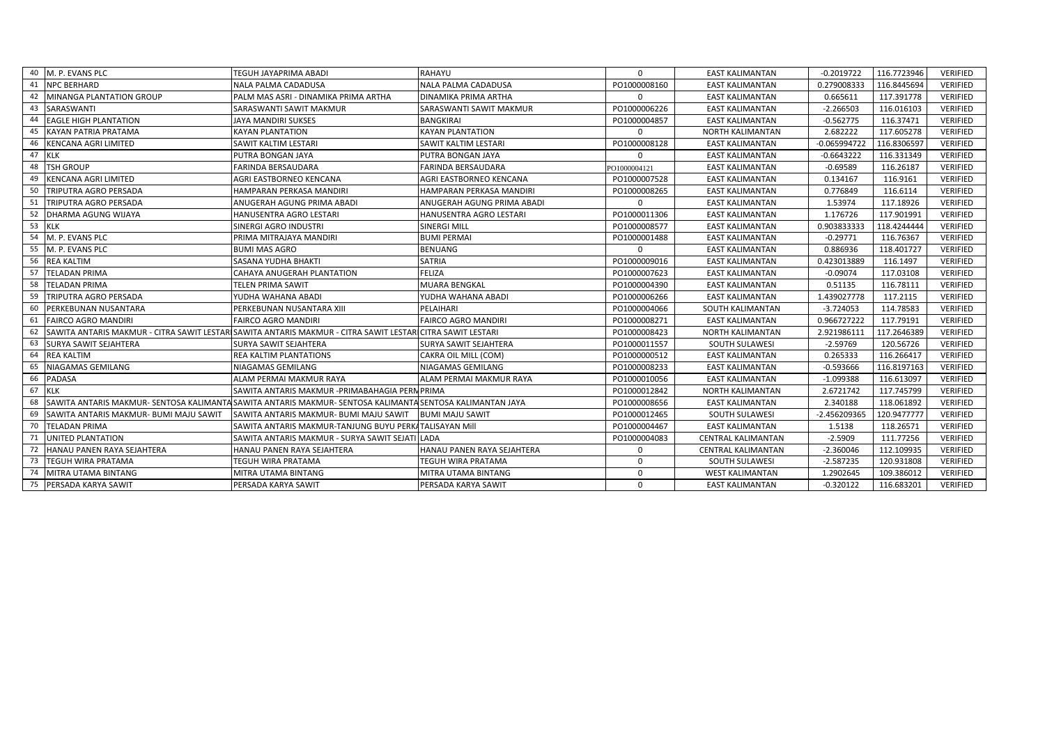| | | | | | | | | |
|---|---|---|---|---|---|---|---|---|
| 40 | M. P. EVANS PLC | TEGUH JAYAPRIMA ABADI | RAHAYU | 0 | EAST KALIMANTAN | -0.2019722 | 116.7723946 | VERIFIED |
| 41 | NPC BERHARD | NALA PALMA CADADUSA | NALA PALMA CADADUSA | PO1000008160 | EAST KALIMANTAN | 0.279008333 | 116.8445694 | VERIFIED |
| 42 | MINANGA PLANTATION GROUP | PALM MAS ASRI - DINAMIKA PRIMA ARTHA | DINAMIKA PRIMA ARTHA | 0 | EAST KALIMANTAN | 0.665611 | 117.391778 | VERIFIED |
| 43 | SARASWANTI | SARASWANTI SAWIT MAKMUR | SARASWANTI SAWIT MAKMUR | PO1000006226 | EAST KALIMANTAN | -2.266503 | 116.016103 | VERIFIED |
| 44 | EAGLE HIGH PLANTATION | JAYA MANDIRI SUKSES | BANGKIRAI | PO1000004857 | EAST KALIMANTAN | -0.562775 | 116.37471 | VERIFIED |
| 45 | KAYAN PATRIA PRATAMA | KAYAN PLANTATION | KAYAN PLANTATION | 0 | NORTH KALIMANTAN | 2.682222 | 117.605278 | VERIFIED |
| 46 | KENCANA AGRI LIMITED | SAWIT KALTIM LESTARI | SAWIT KALTIM LESTARI | PO1000008128 | EAST KALIMANTAN | -0.065994722 | 116.8306597 | VERIFIED |
| 47 | KLK | PUTRA BONGAN JAYA | PUTRA BONGAN JAYA | PO1000008174 | EAST KALIMANTAN | -0.6643222 | 116.331349 | VERIFIED |
| 48 | TSH GROUP | FARINDA BERSAUDARA | FARINDA BERSAUDARA | PO1000004121 | EAST KALIMANTAN | -0.69589 | 116.26187 | VERIFIED |
| 49 | KENCANA AGRI LIMITED | AGRI EASTBORNEO KENCANA | AGRI EASTBORNEO KENCANA | PO1000007528 | EAST KALIMANTAN | 0.134167 | 116.9161 | VERIFIED |
| 50 | TRIPUTRA AGRO PERSADA | HAMPARAN PERKASA MANDIRI | HAMPARAN PERKASA MANDIRI | PO1000008265 | EAST KALIMANTAN | 0.776849 | 116.6114 | VERIFIED |
| 51 | TRIPUTRA AGRO PERSADA | ANUGERAH AGUNG PRIMA ABADI | ANUGERAH AGUNG PRIMA ABADI | 0 | EAST KALIMANTAN | 1.53974 | 117.18926 | VERIFIED |
| 52 | DHARMA AGUNG WIJAYA | HANUSENTRA AGRO LESTARI | HANUSENTRA AGRO LESTARI | PO1000011306 | EAST KALIMANTAN | 1.176726 | 117.901991 | VERIFIED |
| 53 | KLK | SINERGI AGRO INDUSTRI | SINERGI MILL | PO1000008577 | EAST KALIMANTAN | 0.903833333 | 118.4244444 | VERIFIED |
| 54 | M. P. EVANS PLC | PRIMA MITRAJAYA MANDIRI | BUMI PERMAI | PO1000001488 | EAST KALIMANTAN | -0.29771 | 116.76367 | VERIFIED |
| 55 | M. P. EVANS PLC | BUMI MAS AGRO | BENUANG | 0 | EAST KALIMANTAN | 0.886936 | 118.401727 | VERIFIED |
| 56 | REA KALTIM | SASANA YUDHA BHAKTI | SATRIA | PO1000009016 | EAST KALIMANTAN | 0.423013889 | 116.1497 | VERIFIED |
| 57 | TELADAN PRIMA | CAHAYA ANUGERAH PLANTATION | FELIZA | PO1000007623 | EAST KALIMANTAN | -0.09074 | 117.03108 | VERIFIED |
| 58 | TELADAN PRIMA | TELEN PRIMA SAWIT | MUARA BENGKAL | PO1000004390 | EAST KALIMANTAN | 0.51135 | 116.78111 | VERIFIED |
| 59 | TRIPUTRA AGRO PERSADA | YUDHA WAHANA ABADI | YUDHA WAHANA ABADI | PO1000006266 | EAST KALIMANTAN | 1.439027778 | 117.2115 | VERIFIED |
| 60 | PERKEBUNAN NUSANTARA | PERKEBUNAN NUSANTARA XIII | PELAIHARI | PO1000004066 | SOUTH KALIMANTAN | -3.724053 | 114.78583 | VERIFIED |
| 61 | FAIRCO AGRO MANDIRI | FAIRCO AGRO MANDIRI | FAIRCO AGRO MANDIRI | PO1000008271 | EAST KALIMANTAN | 0.966727222 | 117.79191 | VERIFIED |
| 62 | SAWITA ANTARIS MAKMUR - CITRA SAWIT LESTARI | SAWITA ANTARIS MAKMUR - CITRA SAWIT LESTARI | CITRA SAWIT LESTARI | PO1000008423 | NORTH KALIMANTAN | 2.921986111 | 117.2646389 | VERIFIED |
| 63 | SURYA SAWIT SEJAHTERA | SURYA SAWIT SEJAHTERA | SURYA SAWIT SEJAHTERA | PO1000011557 | SOUTH SULAWESI | -2.59769 | 120.56726 | VERIFIED |
| 64 | REA KALTIM | REA KALTIM PLANTATIONS | CAKRA OIL MILL (COM) | PO1000000512 | EAST KALIMANTAN | 0.265333 | 116.266417 | VERIFIED |
| 65 | NIAGAMAS GEMILANG | NIAGAMAS GEMILANG | NIAGAMAS GEMILANG | PO1000008233 | EAST KALIMANTAN | -0.593666 | 116.8197163 | VERIFIED |
| 66 | PADASA | ALAM PERMAI MAKMUR RAYA | ALAM PERMAI MAKMUR RAYA | PO1000010056 | EAST KALIMANTAN | -1.099388 | 116.613097 | VERIFIED |
| 67 | KLK | SAWITA ANTARIS MAKMUR -PRIMABAHAGIA PERM | PRIMA | PO1000012842 | NORTH KALIMANTAN | 2.6721742 | 117.745799 | VERIFIED |
| 68 | SAWITA ANTARIS MAKMUR- SENTOSA KALIMANTA | SAWITA ANTARIS MAKMUR- SENTOSA KALIMANTA | SENTOSA KALIMANTAN JAYA | PO1000008656 | EAST KALIMANTAN | 2.340188 | 118.061892 | VERIFIED |
| 69 | SAWITA ANTARIS MAKMUR- BUMI MAJU SAWIT | SAWITA ANTARIS MAKMUR- BUMI MAJU SAWIT | BUMI MAJU SAWIT | PO1000012465 | SOUTH SULAWESI | -2.456209365 | 120.9477777 | VERIFIED |
| 70 | TELADAN PRIMA | SAWITA ANTARIS MAKMUR-TANJUNG BUYU PERKA | TALISAYAN Mill | PO1000004467 | EAST KALIMANTAN | 1.5138 | 118.26571 | VERIFIED |
| 71 | UNITED PLANTATION | SAWITA ANTARIS MAKMUR - SURYA SAWIT SEJATI | LADA | PO1000004083 | CENTRAL KALIMANTAN | -2.5909 | 111.77256 | VERIFIED |
| 72 | HANAU PANEN RAYA SEJAHTERA | HANAU PANEN RAYA SEJAHTERA | HANAU PANEN RAYA SEJAHTERA | 0 | CENTRAL KALIMANTAN | -2.360046 | 112.109935 | VERIFIED |
| 73 | TEGUH WIRA PRATAMA | TEGUH WIRA PRATAMA | TEGUH WIRA PRATAMA | 0 | SOUTH SULAWESI | -2.587235 | 120.931808 | VERIFIED |
| 74 | MITRA UTAMA BINTANG | MITRA UTAMA BINTANG | MITRA UTAMA BINTANG | 0 | WEST KALIMANTAN | 1.2902645 | 109.386012 | VERIFIED |
| 75 | PERSADA KARYA SAWIT | PERSADA KARYA SAWIT | PERSADA KARYA SAWIT | 0 | EAST KALIMANTAN | -0.320122 | 116.683201 | VERIFIED |